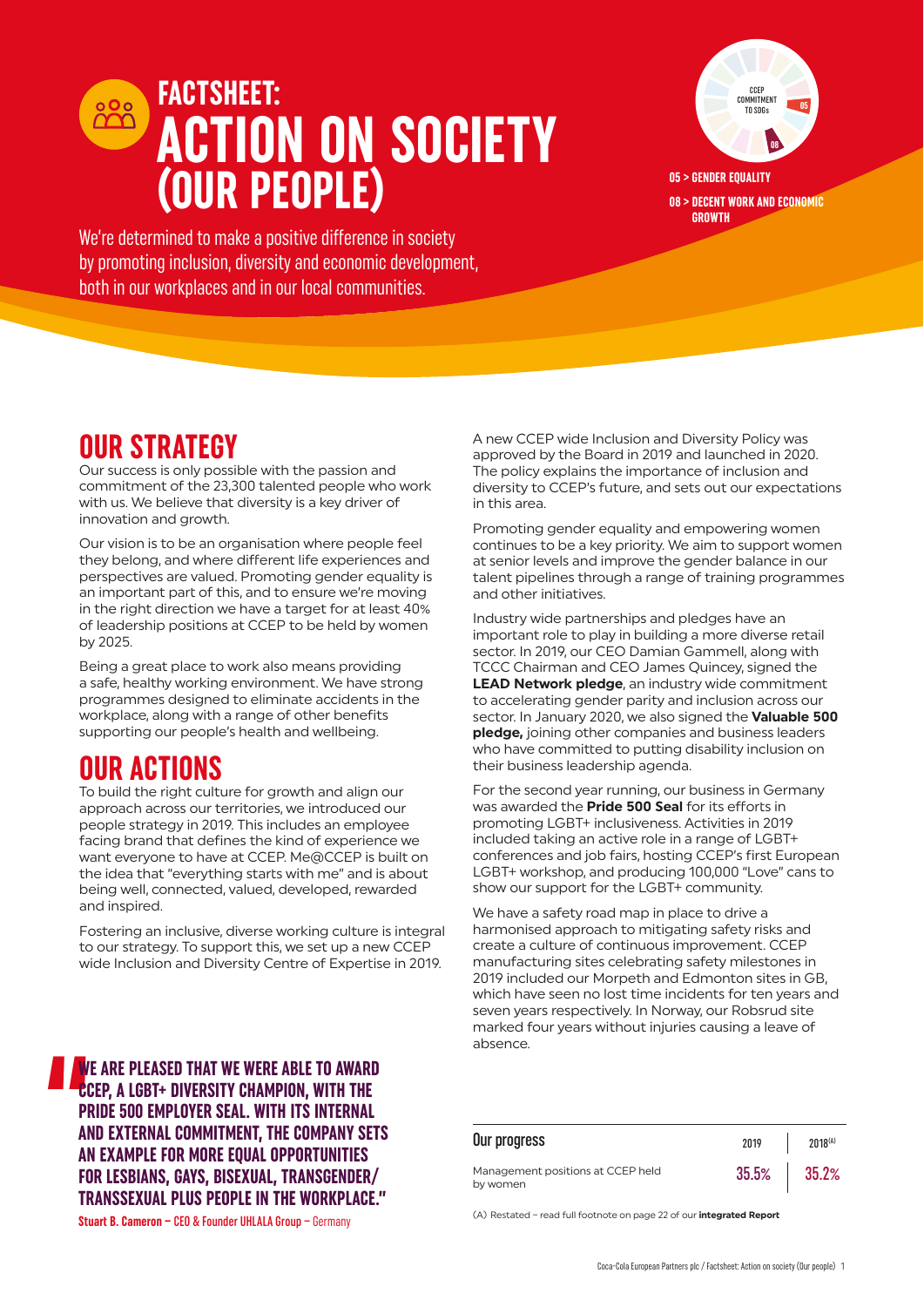# FACTSHEET: ACTION ON SOCIETY (OUR PEOPLE)

CCEP COMMITMENT TO SDGs

**05 > GENDER EQUALITY**

**08 > DECENT WORK AND ECONOMIC GROWTH**

We're determined to make a positive difference in society by promoting inclusion, diversity and economic development, both in our workplaces and in our local communities.

## OUR STRATEGY

Our success is only possible with the passion and commitment of the 23,300 talented people who work with us. We believe that diversity is a key driver of innovation and growth.

Our vision is to be an organisation where people feel they belong, and where different life experiences and perspectives are valued. Promoting gender equality is an important part of this, and to ensure we're moving in the right direction we have a target for at least 40% of leadership positions at CCEP to be held by women by 2025.

Being a great place to work also means providing a safe, healthy working environment. We have strong programmes designed to eliminate accidents in the workplace, along with a range of other benefits supporting our people's health and wellbeing.

## OUR ACTIONS

To build the right culture for growth and align our approach across our territories, we introduced our people strategy in 2019. This includes an employee facing brand that defines the kind of experience we want everyone to have at CCEP. Me@CCEP is built on the idea that "everything starts with me" and is about being well, connected, valued, developed, rewarded and inspired.

Fostering an inclusive, diverse working culture is integral to our strategy. To support this, we set up a new CCEP wide Inclusion and Diversity Centre of Expertise in 2019.

A new CCEP wide Inclusion and Diversity Policy was approved by the Board in 2019 and launched in 2020. The policy explains the importance of inclusion and diversity to CCEP's future, and sets out our expectations in this area.

Promoting gender equality and empowering women continues to be a key priority. We aim to support women at senior levels and improve the gender balance in our talent pipelines through a range of training programmes and other initiatives.

Industry wide partnerships and pledges have an important role to play in building a more diverse retail sector. In 2019, our CEO Damian Gammell, along with TCCC Chairman and CEO James Quincey, signed the **LEAD Network pledge**, an industry wide commitment to accelerating gender parity and inclusion across our sector. In January 2020, we also signed the **Valuable 500 pledge,** joining other companies and business leaders who have committed to putting disability inclusion on their business leadership agenda.

For the second year running, our business in Germany was awarded the **Pride 500 Seal** for its efforts in promoting LGBT+ inclusiveness. Activities in 2019 included taking an active role in a range of LGBT+ conferences and job fairs, hosting CCEP's first European LGBT+ workshop, and producing 100,000 "Love" cans to show our support for the LGBT+ community.

We have a safety road map in place to drive a harmonised approach to mitigating safety risks and create a culture of continuous improvement. CCEP manufacturing sites celebrating safety milestones in 2019 included our Morpeth and Edmonton sites in GB, which have seen no lost time incidents for ten years and seven years respectively. In Norway, our Robsrud site marked four years without injuries causing a leave of absence.

> **"WE ARE PLEASED THAT WE WERE ABLE TO AWARD CCEP, A LGBT+ DIVERSITY CHAMPION, WITH THE PRIDE 500 EMPLOYER SEAL. WITH ITS INTERNAL AND EXTERNAL COMMITMENT, THE COMPANY SETS AN EXAMPLE FOR MORE EQUAL OPPORTUNITIES FOR LESBIANS, GAYS, BISEXUAL, TRANSGENDER/ TRANSSEXUAL PLUS PEOPLE IN THE WORKPLACE."**
>
> **Stuart B. Cameron** – CEO & Founder UHLALA Group – Germany

| Our progress | 2019 | 2018[(A)] |
|---|---|---|
| Management positions at CCEP held by women | 35.5% | 35.2% |

(A) Restated – read full footnote on page 22 of our **integrated Report**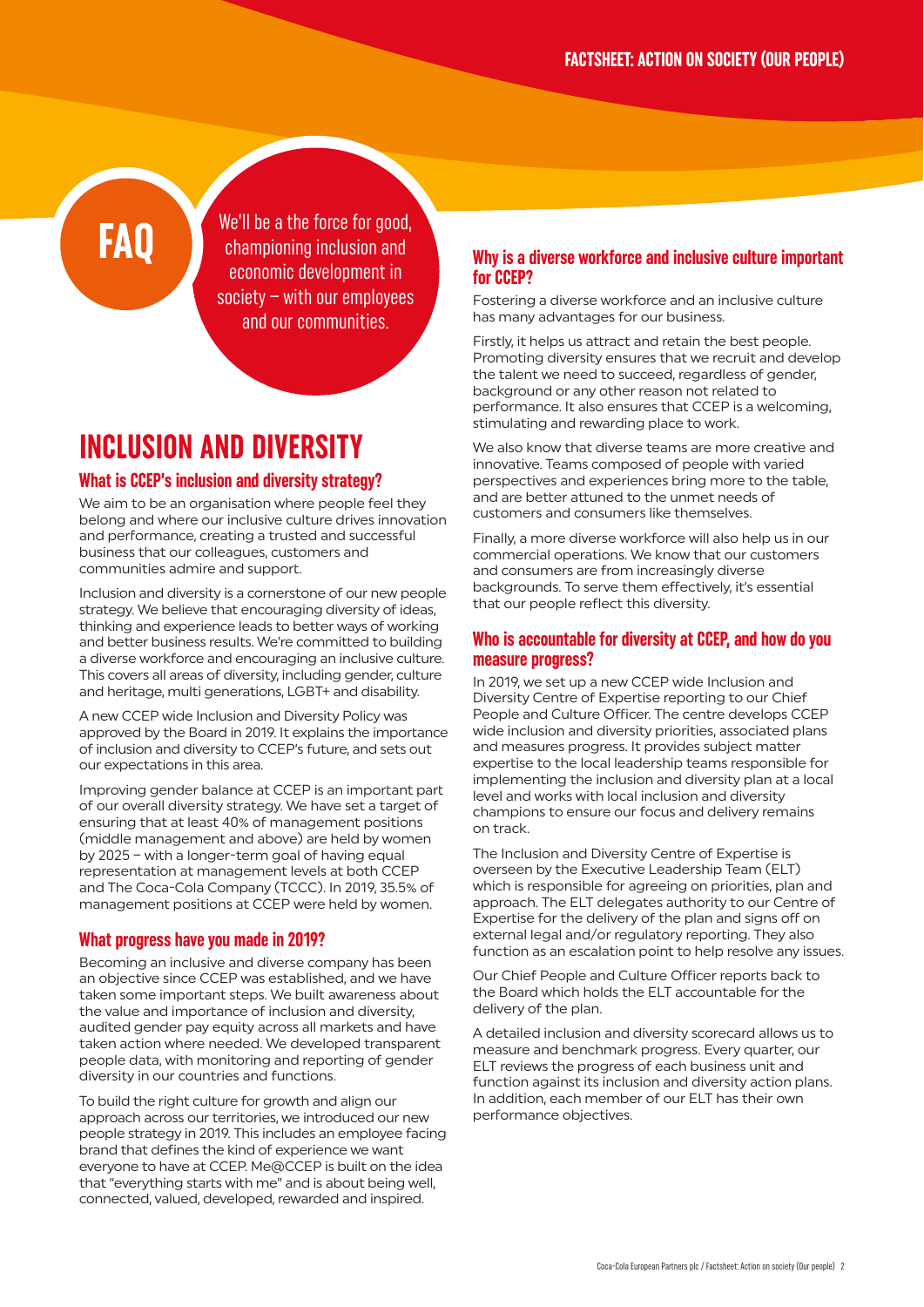FAQ

We'll be a the force for good, championing inclusion and economic development in society – with our employees and our communities.

# INCLUSION AND DIVERSITY

## What is CCEP's inclusion and diversity strategy?

We aim to be an organisation where people feel they belong and where our inclusive culture drives innovation and performance, creating a trusted and successful business that our colleagues, customers and communities admire and support.

Inclusion and diversity is a cornerstone of our new people strategy. We believe that encouraging diversity of ideas, thinking and experience leads to better ways of working and better business results. We're committed to building a diverse workforce and encouraging an inclusive culture. This covers all areas of diversity, including gender, culture and heritage, multi generations, LGBT+ and disability.

A new CCEP wide Inclusion and Diversity Policy was approved by the Board in 2019. It explains the importance of inclusion and diversity to CCEP's future, and sets out our expectations in this area.

Improving gender balance at CCEP is an important part of our overall diversity strategy. We have set a target of ensuring that at least 40% of management positions (middle management and above) are held by women by 2025 – with a longer-term goal of having equal representation at management levels at both CCEP and The Coca-Cola Company (TCCC). In 2019, 35.5% of management positions at CCEP were held by women.

## What progress have you made in 2019?

Becoming an inclusive and diverse company has been an objective since CCEP was established, and we have taken some important steps. We built awareness about the value and importance of inclusion and diversity, audited gender pay equity across all markets and have taken action where needed. We developed transparent people data, with monitoring and reporting of gender diversity in our countries and functions.

To build the right culture for growth and align our approach across our territories, we introduced our new people strategy in 2019. This includes an employee facing brand that defines the kind of experience we want everyone to have at CCEP. Me@CCEP is built on the idea that "everything starts with me" and is about being well, connected, valued, developed, rewarded and inspired.

## Why is a diverse workforce and inclusive culture important for CCEP?

Fostering a diverse workforce and an inclusive culture has many advantages for our business.

Firstly, it helps us attract and retain the best people. Promoting diversity ensures that we recruit and develop the talent we need to succeed, regardless of gender, background or any other reason not related to performance. It also ensures that CCEP is a welcoming, stimulating and rewarding place to work.

We also know that diverse teams are more creative and innovative. Teams composed of people with varied perspectives and experiences bring more to the table, and are better attuned to the unmet needs of customers and consumers like themselves.

Finally, a more diverse workforce will also help us in our commercial operations. We know that our customers and consumers are from increasingly diverse backgrounds. To serve them effectively, it's essential that our people reflect this diversity.

## Who is accountable for diversity at CCEP, and how do you measure progress?

In 2019, we set up a new CCEP wide Inclusion and Diversity Centre of Expertise reporting to our Chief People and Culture Officer. The centre develops CCEP wide inclusion and diversity priorities, associated plans and measures progress. It provides subject matter expertise to the local leadership teams responsible for implementing the inclusion and diversity plan at a local level and works with local inclusion and diversity champions to ensure our focus and delivery remains on track.

The Inclusion and Diversity Centre of Expertise is overseen by the Executive Leadership Team (ELT) which is responsible for agreeing on priorities, plan and approach. The ELT delegates authority to our Centre of Expertise for the delivery of the plan and signs off on external legal and/or regulatory reporting. They also function as an escalation point to help resolve any issues.

Our Chief People and Culture Officer reports back to the Board which holds the ELT accountable for the delivery of the plan.

A detailed inclusion and diversity scorecard allows us to measure and benchmark progress. Every quarter, our ELT reviews the progress of each business unit and function against its inclusion and diversity action plans. In addition, each member of our ELT has their own performance objectives.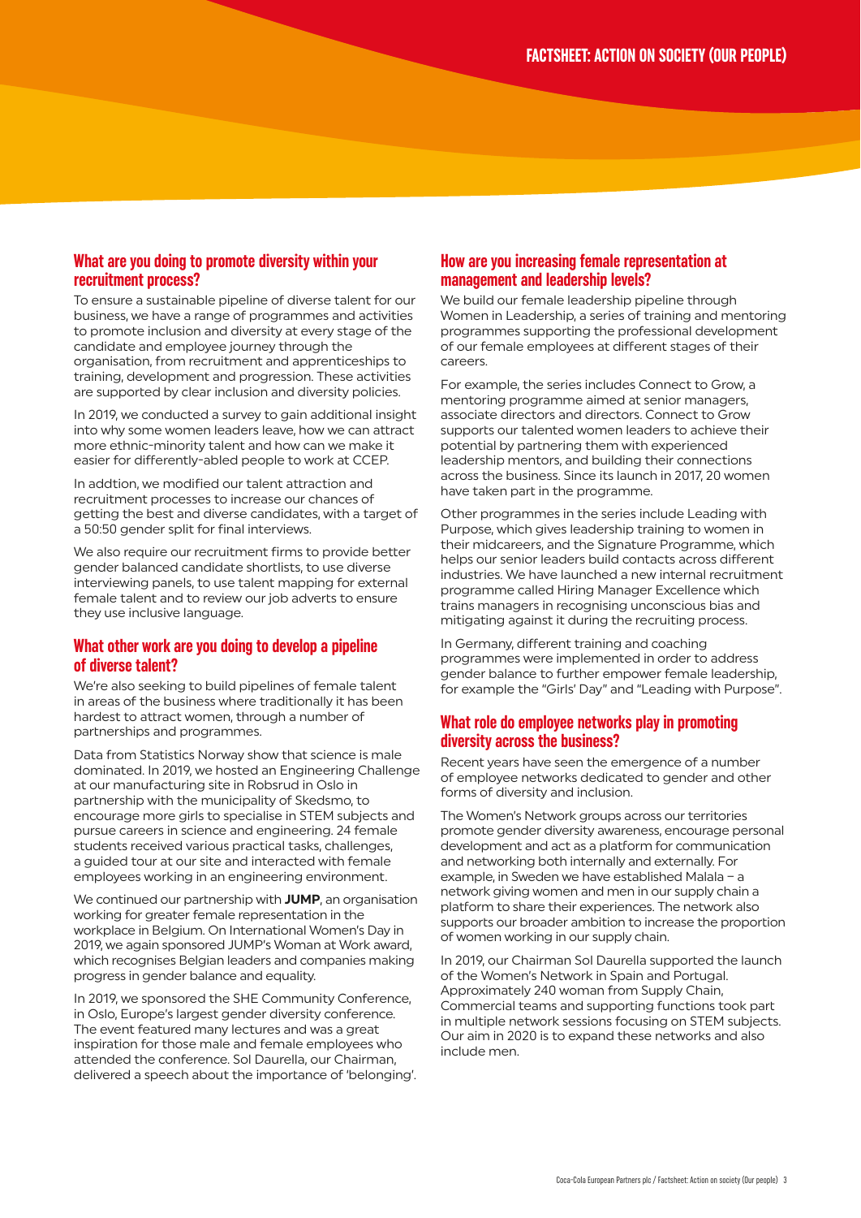# FACTSHEET: ACTION ON SOCIETY (OUR PEOPLE)

## What are you doing to promote diversity within your recruitment process?

To ensure a sustainable pipeline of diverse talent for our business, we have a range of programmes and activities to promote inclusion and diversity at every stage of the candidate and employee journey through the organisation, from recruitment and apprenticeships to training, development and progression. These activities are supported by clear inclusion and diversity policies.

In 2019, we conducted a survey to gain additional insight into why some women leaders leave, how we can attract more ethnic-minority talent and how can we make it easier for differently-abled people to work at CCEP.

In addtion, we modified our talent attraction and recruitment processes to increase our chances of getting the best and diverse candidates, with a target of a 50:50 gender split for final interviews.

We also require our recruitment firms to provide better gender balanced candidate shortlists, to use diverse interviewing panels, to use talent mapping for external female talent and to review our job adverts to ensure they use inclusive language.

## What other work are you doing to develop a pipeline of diverse talent?

We're also seeking to build pipelines of female talent in areas of the business where traditionally it has been hardest to attract women, through a number of partnerships and programmes.

Data from Statistics Norway show that science is male dominated. In 2019, we hosted an Engineering Challenge at our manufacturing site in Robsrud in Oslo in partnership with the municipality of Skedsmo, to encourage more girls to specialise in STEM subjects and pursue careers in science and engineering. 24 female students received various practical tasks, challenges, a guided tour at our site and interacted with female employees working in an engineering environment.

We continued our partnership with **JUMP**, an organisation working for greater female representation in the workplace in Belgium. On International Women's Day in 2019, we again sponsored JUMP's Woman at Work award, which recognises Belgian leaders and companies making progress in gender balance and equality.

In 2019, we sponsored the SHE Community Conference, in Oslo, Europe's largest gender diversity conference. The event featured many lectures and was a great inspiration for those male and female employees who attended the conference. Sol Daurella, our Chairman, delivered a speech about the importance of 'belonging'.

## How are you increasing female representation at management and leadership levels?

We build our female leadership pipeline through Women in Leadership, a series of training and mentoring programmes supporting the professional development of our female employees at different stages of their careers.

For example, the series includes Connect to Grow, a mentoring programme aimed at senior managers, associate directors and directors. Connect to Grow supports our talented women leaders to achieve their potential by partnering them with experienced leadership mentors, and building their connections across the business. Since its launch in 2017, 20 women have taken part in the programme.

Other programmes in the series include Leading with Purpose, which gives leadership training to women in their midcareers, and the Signature Programme, which helps our senior leaders build contacts across different industries. We have launched a new internal recruitment programme called Hiring Manager Excellence which trains managers in recognising unconscious bias and mitigating against it during the recruiting process.

In Germany, different training and coaching programmes were implemented in order to address gender balance to further empower female leadership, for example the "Girls' Day" and "Leading with Purpose".

## What role do employee networks play in promoting diversity across the business?

Recent years have seen the emergence of a number of employee networks dedicated to gender and other forms of diversity and inclusion.

The Women's Network groups across our territories promote gender diversity awareness, encourage personal development and act as a platform for communication and networking both internally and externally. For example, in Sweden we have established Malala – a network giving women and men in our supply chain a platform to share their experiences. The network also supports our broader ambition to increase the proportion of women working in our supply chain.

In 2019, our Chairman Sol Daurella supported the launch of the Women's Network in Spain and Portugal. Approximately 240 woman from Supply Chain, Commercial teams and supporting functions took part in multiple network sessions focusing on STEM subjects. Our aim in 2020 is to expand these networks and also include men.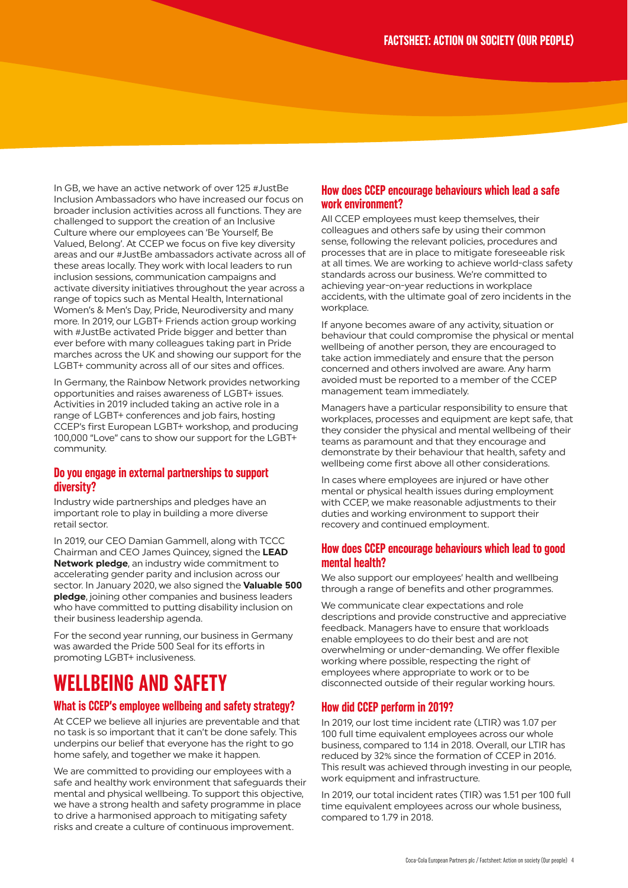In GB, we have an active network of over 125 #JustBe Inclusion Ambassadors who have increased our focus on broader inclusion activities across all functions. They are challenged to support the creation of an Inclusive Culture where our employees can 'Be Yourself, Be Valued, Belong'. At CCEP we focus on five key diversity areas and our #JustBe ambassadors activate across all of these areas locally. They work with local leaders to run inclusion sessions, communication campaigns and activate diversity initiatives throughout the year across a range of topics such as Mental Health, International Women's & Men's Day, Pride, Neurodiversity and many more. In 2019, our LGBT+ Friends action group working with #JustBe activated Pride bigger and better than ever before with many colleagues taking part in Pride marches across the UK and showing our support for the LGBT+ community across all of our sites and offices.

In Germany, the Rainbow Network provides networking opportunities and raises awareness of LGBT+ issues. Activities in 2019 included taking an active role in a range of LGBT+ conferences and job fairs, hosting CCEP's first European LGBT+ workshop, and producing 100,000 "Love" cans to show our support for the LGBT+ community.

### Do you engage in external partnerships to support diversity?

Industry wide partnerships and pledges have an important role to play in building a more diverse retail sector.

In 2019, our CEO Damian Gammell, along with TCCC Chairman and CEO James Quincey, signed the **LEAD Network pledge**, an industry wide commitment to accelerating gender parity and inclusion across our sector. In January 2020, we also signed the **Valuable 500 pledge**, joining other companies and business leaders who have committed to putting disability inclusion on their business leadership agenda.

For the second year running, our business in Germany was awarded the Pride 500 Seal for its efforts in promoting LGBT+ inclusiveness.

## WELLBEING AND SAFETY

### What is CCEP's employee wellbeing and safety strategy?

At CCEP we believe all injuries are preventable and that no task is so important that it can't be done safely. This underpins our belief that everyone has the right to go home safely, and together we make it happen.

We are committed to providing our employees with a safe and healthy work environment that safeguards their mental and physical wellbeing. To support this objective, we have a strong health and safety programme in place to drive a harmonised approach to mitigating safety risks and create a culture of continuous improvement.

### How does CCEP encourage behaviours which lead a safe work environment?

All CCEP employees must keep themselves, their colleagues and others safe by using their common sense, following the relevant policies, procedures and processes that are in place to mitigate foreseeable risk at all times. We are working to achieve world-class safety standards across our business. We're committed to achieving year-on-year reductions in workplace accidents, with the ultimate goal of zero incidents in the workplace.

If anyone becomes aware of any activity, situation or behaviour that could compromise the physical or mental wellbeing of another person, they are encouraged to take action immediately and ensure that the person concerned and others involved are aware. Any harm avoided must be reported to a member of the CCEP management team immediately.

Managers have a particular responsibility to ensure that workplaces, processes and equipment are kept safe, that they consider the physical and mental wellbeing of their teams as paramount and that they encourage and demonstrate by their behaviour that health, safety and wellbeing come first above all other considerations.

In cases where employees are injured or have other mental or physical health issues during employment with CCEP, we make reasonable adjustments to their duties and working environment to support their recovery and continued employment.

### How does CCEP encourage behaviours which lead to good mental health?

We also support our employees' health and wellbeing through a range of benefits and other programmes.

We communicate clear expectations and role descriptions and provide constructive and appreciative feedback. Managers have to ensure that workloads enable employees to do their best and are not overwhelming or under-demanding. We offer flexible working where possible, respecting the right of employees where appropriate to work or to be disconnected outside of their regular working hours.

### How did CCEP perform in 2019?

In 2019, our lost time incident rate (LTIR) was 1.07 per 100 full time equivalent employees across our whole business, compared to 1.14 in 2018. Overall, our LTIR has reduced by 32% since the formation of CCEP in 2016. This result was achieved through investing in our people, work equipment and infrastructure.

In 2019, our total incident rates (TIR) was 1.51 per 100 full time equivalent employees across our whole business, compared to 1.79 in 2018.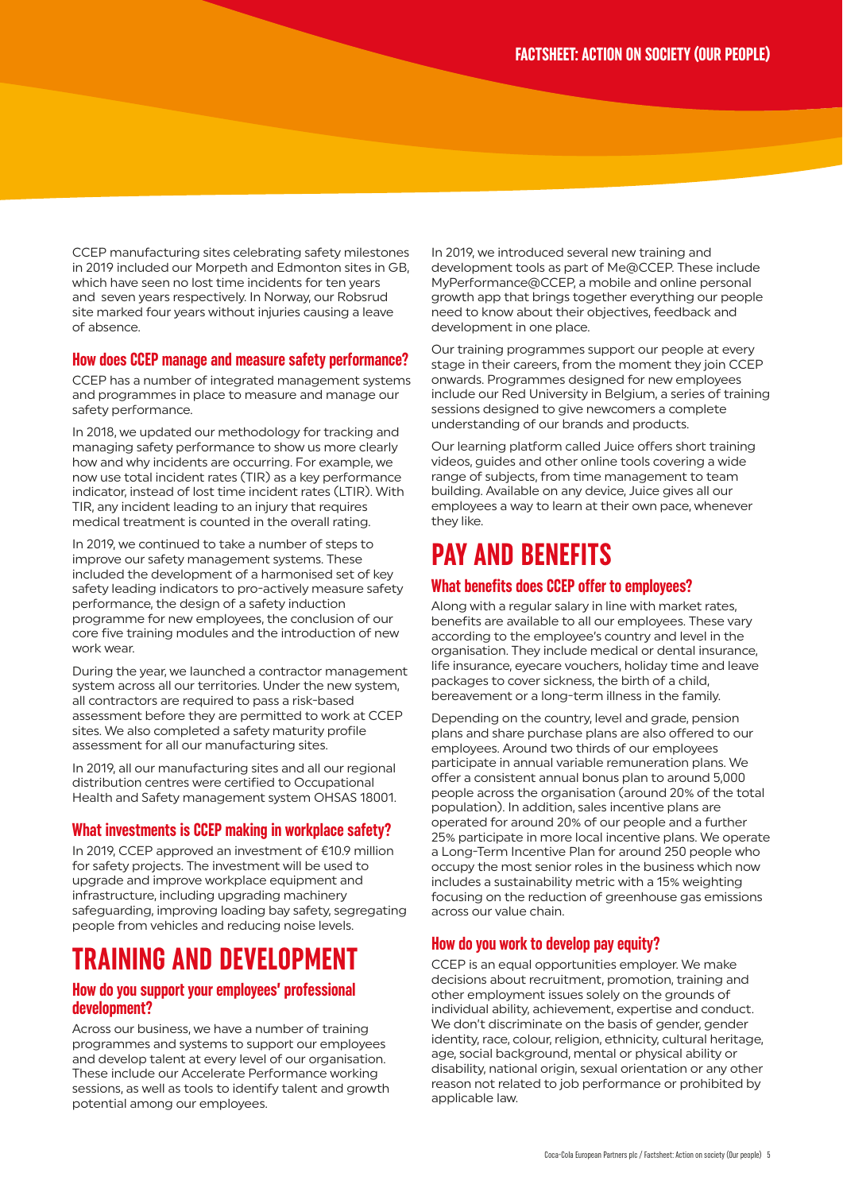CCEP manufacturing sites celebrating safety milestones in 2019 included our Morpeth and Edmonton sites in GB, which have seen no lost time incidents for ten years and seven years respectively. In Norway, our Robsrud site marked four years without injuries causing a leave of absence.

### How does CCEP manage and measure safety performance?

CCEP has a number of integrated management systems and programmes in place to measure and manage our safety performance.

In 2018, we updated our methodology for tracking and managing safety performance to show us more clearly how and why incidents are occurring. For example, we now use total incident rates (TIR) as a key performance indicator, instead of lost time incident rates (LTIR). With TIR, any incident leading to an injury that requires medical treatment is counted in the overall rating.

In 2019, we continued to take a number of steps to improve our safety management systems. These included the development of a harmonised set of key safety leading indicators to pro-actively measure safety performance, the design of a safety induction programme for new employees, the conclusion of our core five training modules and the introduction of new work wear.

During the year, we launched a contractor management system across all our territories. Under the new system, all contractors are required to pass a risk-based assessment before they are permitted to work at CCEP sites. We also completed a safety maturity profile assessment for all our manufacturing sites.

In 2019, all our manufacturing sites and all our regional distribution centres were certified to Occupational Health and Safety management system OHSAS 18001.

### What investments is CCEP making in workplace safety?

In 2019, CCEP approved an investment of €10.9 million for safety projects. The investment will be used to upgrade and improve workplace equipment and infrastructure, including upgrading machinery safeguarding, improving loading bay safety, segregating people from vehicles and reducing noise levels.

## TRAINING AND DEVELOPMENT

### How do you support your employees' professional development?

Across our business, we have a number of training programmes and systems to support our employees and develop talent at every level of our organisation. These include our Accelerate Performance working sessions, as well as tools to identify talent and growth potential among our employees.

In 2019, we introduced several new training and development tools as part of Me@CCEP. These include MyPerformance@CCEP, a mobile and online personal growth app that brings together everything our people need to know about their objectives, feedback and development in one place.

Our training programmes support our people at every stage in their careers, from the moment they join CCEP onwards. Programmes designed for new employees include our Red University in Belgium, a series of training sessions designed to give newcomers a complete understanding of our brands and products.

Our learning platform called Juice offers short training videos, guides and other online tools covering a wide range of subjects, from time management to team building. Available on any device, Juice gives all our employees a way to learn at their own pace, whenever they like.

## PAY AND BENEFITS

### What benefits does CCEP offer to employees?

Along with a regular salary in line with market rates, benefits are available to all our employees. These vary according to the employee's country and level in the organisation. They include medical or dental insurance, life insurance, eyecare vouchers, holiday time and leave packages to cover sickness, the birth of a child, bereavement or a long-term illness in the family.

Depending on the country, level and grade, pension plans and share purchase plans are also offered to our employees. Around two thirds of our employees participate in annual variable remuneration plans. We offer a consistent annual bonus plan to around 5,000 people across the organisation (around 20% of the total population). In addition, sales incentive plans are operated for around 20% of our people and a further 25% participate in more local incentive plans. We operate a Long-Term Incentive Plan for around 250 people who occupy the most senior roles in the business which now includes a sustainability metric with a 15% weighting focusing on the reduction of greenhouse gas emissions across our value chain.

### How do you work to develop pay equity?

CCEP is an equal opportunities employer. We make decisions about recruitment, promotion, training and other employment issues solely on the grounds of individual ability, achievement, expertise and conduct. We don't discriminate on the basis of gender, gender identity, race, colour, religion, ethnicity, cultural heritage, age, social background, mental or physical ability or disability, national origin, sexual orientation or any other reason not related to job performance or prohibited by applicable law.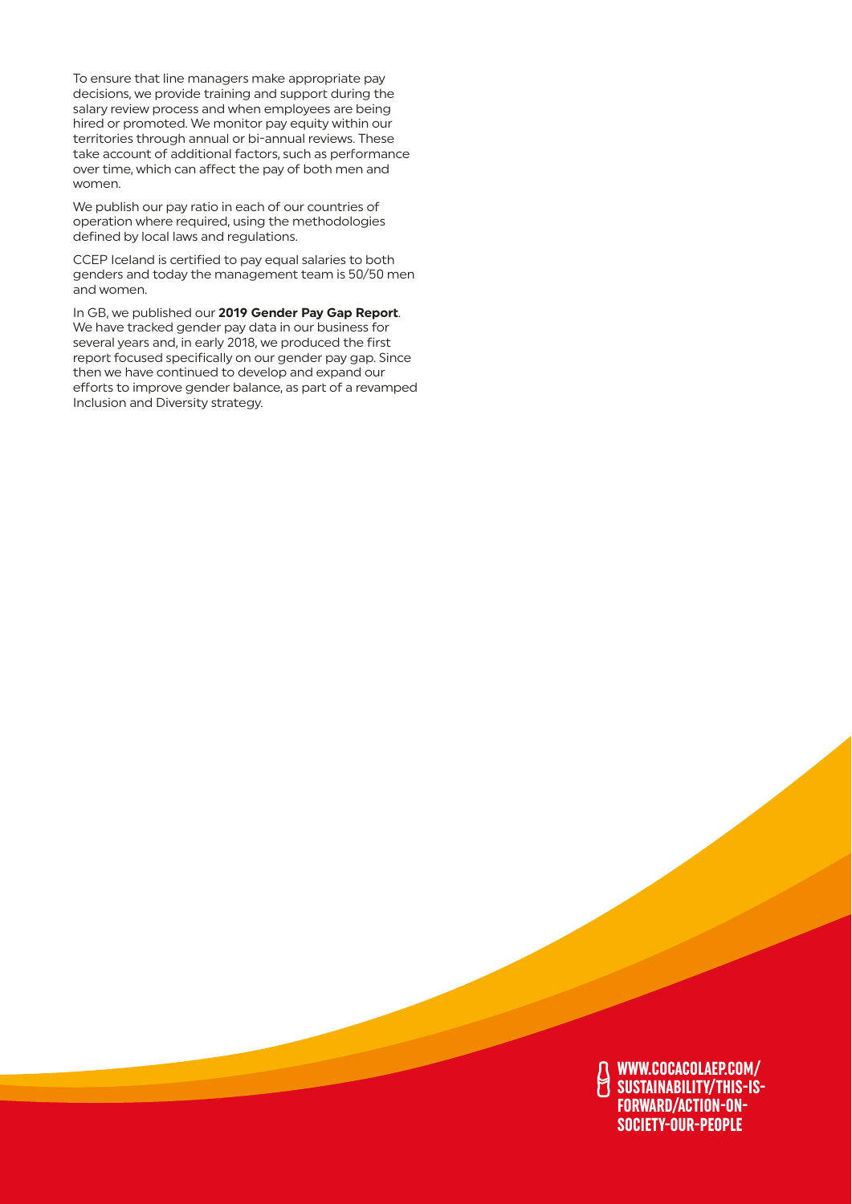To ensure that line managers make appropriate pay decisions, we provide training and support during the salary review process and when employees are being hired or promoted. We monitor pay equity within our territories through annual or bi-annual reviews. These take account of additional factors, such as performance over time, which can affect the pay of both men and women.

We publish our pay ratio in each of our countries of operation where required, using the methodologies defined by local laws and regulations.

CCEP Iceland is certified to pay equal salaries to both genders and today the management team is 50/50 men and women.

In GB, we published our **2019 Gender Pay Gap Report**. We have tracked gender pay data in our business for several years and, in early 2018, we produced the first report focused specifically on our gender pay gap. Since then we have continued to develop and expand our efforts to improve gender balance, as part of a revamped Inclusion and Diversity strategy.

**WWW.COCACOLAEP.COM/SUSTAINABILITY/THIS-IS-FORWARD/ACTION-ON-SOCIETY-OUR-PEOPLE**